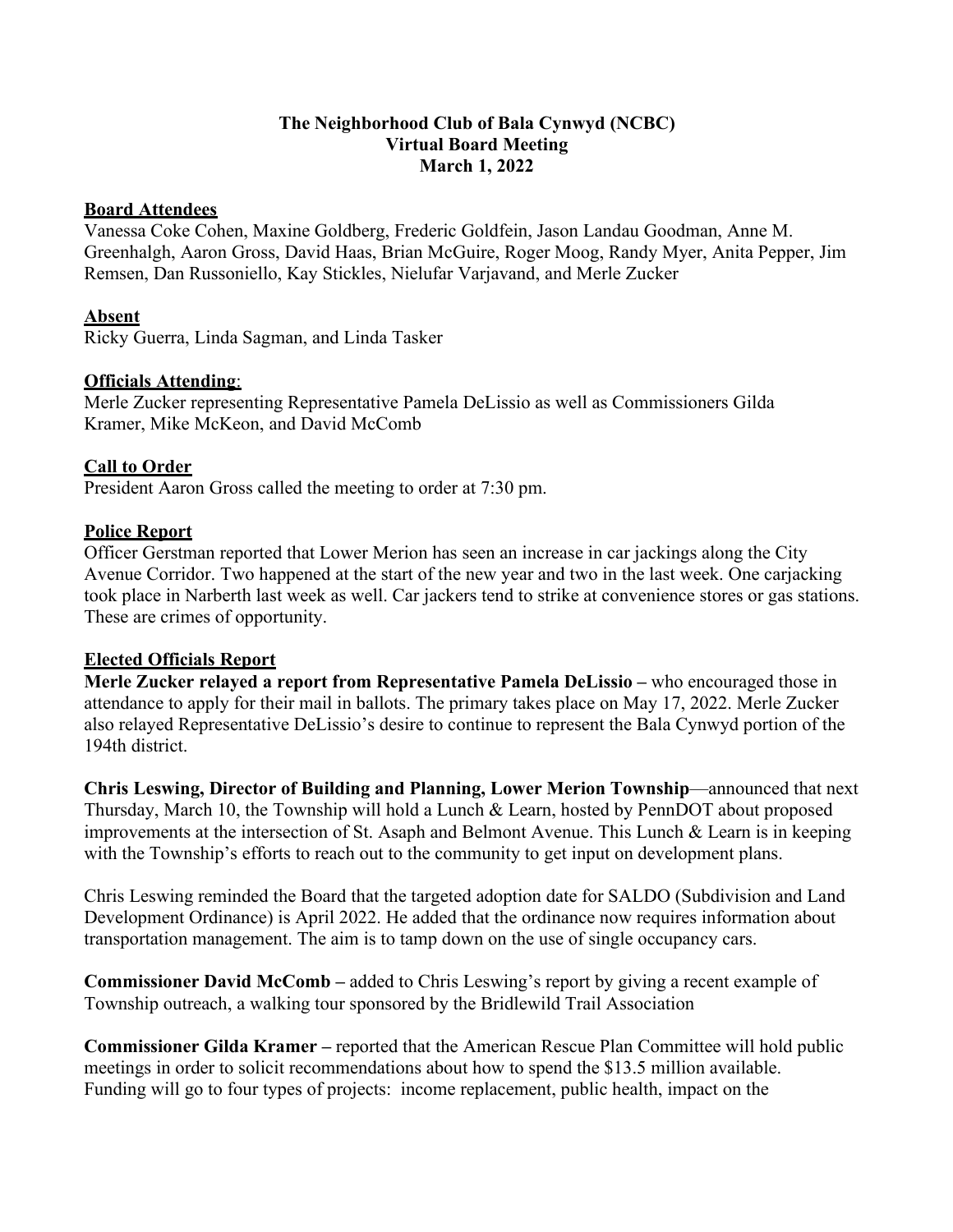**The Neighborhood Club of Bala Cynwyd (NCBC)**
**Virtual Board Meeting**
**March 1, 2022**

**Board Attendees**

Vanessa Coke Cohen, Maxine Goldberg, Frederic Goldfein, Jason Landau Goodman, Anne M. Greenhalgh, Aaron Gross, David Haas, Brian McGuire, Roger Moog, Randy Myer, Anita Pepper, Jim Remsen, Dan Russoniello, Kay Stickles, Nielufar Varjavand, and Merle Zucker

**Absent**

Ricky Guerra, Linda Sagman, and Linda Tasker

**Officials Attending**:

Merle Zucker representing Representative Pamela DeLissio as well as Commissioners Gilda Kramer, Mike McKeon, and David McComb

**Call to Order**

President Aaron Gross called the meeting to order at 7:30 pm.

**Police Report**

Officer Gerstman reported that Lower Merion has seen an increase in car jackings along the City Avenue Corridor. Two happened at the start of the new year and two in the last week. One carjacking took place in Narberth last week as well. Car jackers tend to strike at convenience stores or gas stations. These are crimes of opportunity.

**Elected Officials Report**

**Merle Zucker relayed a report from Representative Pamela DeLissio –** who encouraged those in attendance to apply for their mail in ballots. The primary takes place on May 17, 2022. Merle Zucker also relayed Representative DeLissio's desire to continue to represent the Bala Cynwyd portion of the 194th district.

**Chris Leswing, Director of Building and Planning, Lower Merion Township**—announced that next Thursday, March 10, the Township will hold a Lunch & Learn, hosted by PennDOT about proposed improvements at the intersection of St. Asaph and Belmont Avenue. This Lunch & Learn is in keeping with the Township's efforts to reach out to the community to get input on development plans.

Chris Leswing reminded the Board that the targeted adoption date for SALDO (Subdivision and Land Development Ordinance) is April 2022. He added that the ordinance now requires information about transportation management. The aim is to tamp down on the use of single occupancy cars.

**Commissioner David McComb –** added to Chris Leswing's report by giving a recent example of Township outreach, a walking tour sponsored by the Bridlewild Trail Association

**Commissioner Gilda Kramer –** reported that the American Rescue Plan Committee will hold public meetings in order to solicit recommendations about how to spend the $13.5 million available. Funding will go to four types of projects: income replacement, public health, impact on the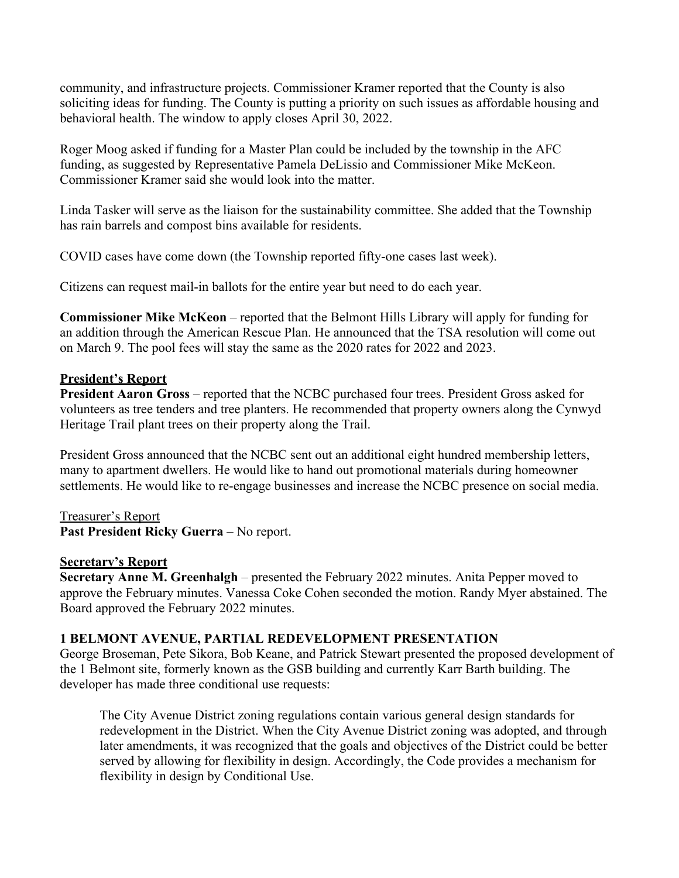community, and infrastructure projects. Commissioner Kramer reported that the County is also soliciting ideas for funding. The County is putting a priority on such issues as affordable housing and behavioral health. The window to apply closes April 30, 2022.

Roger Moog asked if funding for a Master Plan could be included by the township in the AFC funding, as suggested by Representative Pamela DeLissio and Commissioner Mike McKeon. Commissioner Kramer said she would look into the matter.

Linda Tasker will serve as the liaison for the sustainability committee. She added that the Township has rain barrels and compost bins available for residents.

COVID cases have come down (the Township reported fifty-one cases last week).

Citizens can request mail-in ballots for the entire year but need to do each year.

**Commissioner Mike McKeon** – reported that the Belmont Hills Library will apply for funding for an addition through the American Rescue Plan. He announced that the TSA resolution will come out on March 9. The pool fees will stay the same as the 2020 rates for 2022 and 2023.

**President's Report**

**President Aaron Gross** – reported that the NCBC purchased four trees. President Gross asked for volunteers as tree tenders and tree planters. He recommended that property owners along the Cynwyd Heritage Trail plant trees on their property along the Trail.

President Gross announced that the NCBC sent out an additional eight hundred membership letters, many to apartment dwellers. He would like to hand out promotional materials during homeowner settlements. He would like to re-engage businesses and increase the NCBC presence on social media.

Treasurer's Report

**Past President Ricky Guerra** – No report.

**Secretary's Report**

**Secretary Anne M. Greenhalgh** – presented the February 2022 minutes. Anita Pepper moved to approve the February minutes. Vanessa Coke Cohen seconded the motion. Randy Myer abstained. The Board approved the February 2022 minutes.

**1 BELMONT AVENUE, PARTIAL REDEVELOPMENT PRESENTATION**

George Broseman, Pete Sikora, Bob Keane, and Patrick Stewart presented the proposed development of the 1 Belmont site, formerly known as the GSB building and currently Karr Barth building. The developer has made three conditional use requests:

> The City Avenue District zoning regulations contain various general design standards for redevelopment in the District. When the City Avenue District zoning was adopted, and through later amendments, it was recognized that the goals and objectives of the District could be better served by allowing for flexibility in design. Accordingly, the Code provides a mechanism for flexibility in design by Conditional Use.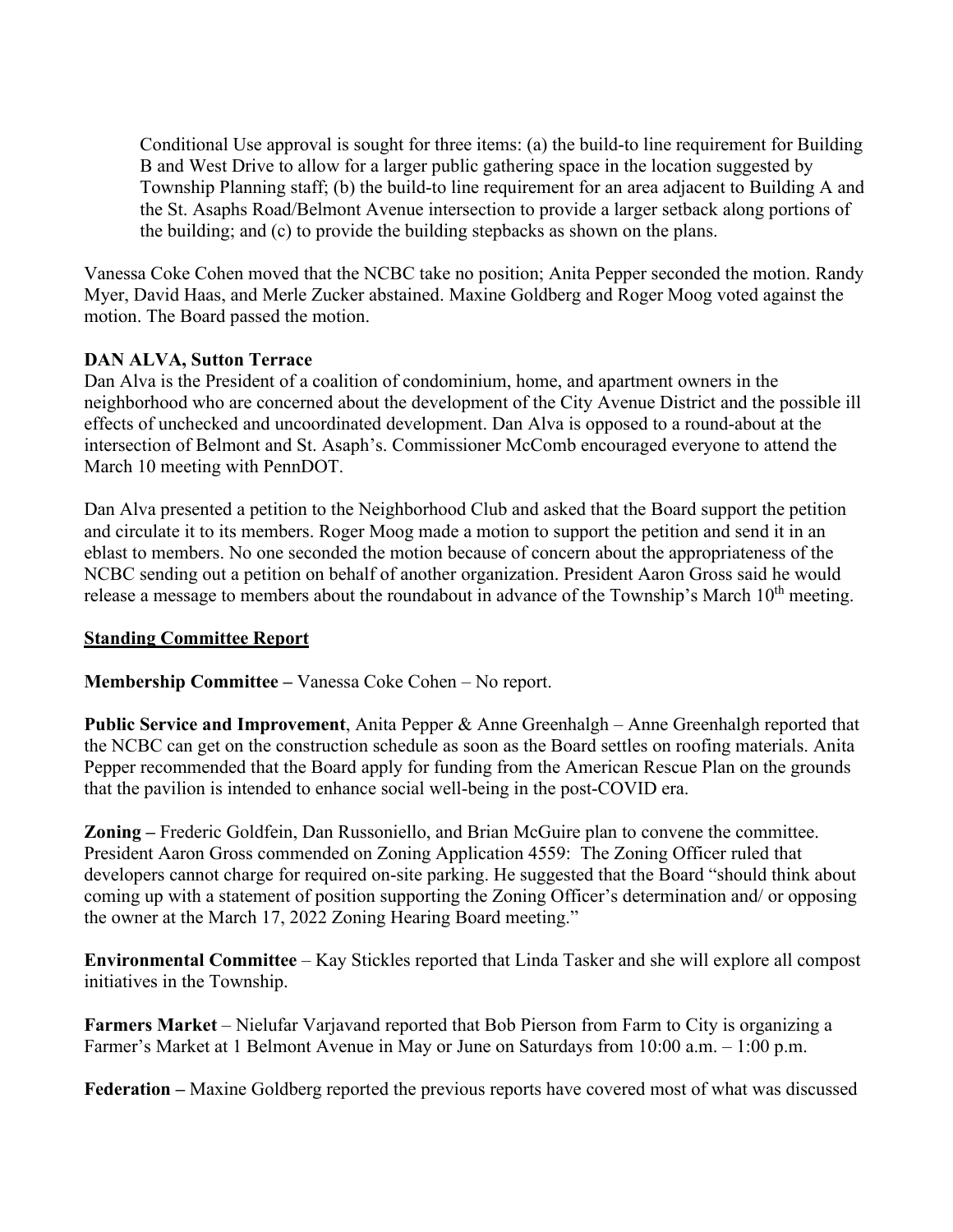Conditional Use approval is sought for three items: (a) the build-to line requirement for Building B and West Drive to allow for a larger public gathering space in the location suggested by Township Planning staff; (b) the build-to line requirement for an area adjacent to Building A and the St. Asaphs Road/Belmont Avenue intersection to provide a larger setback along portions of the building; and (c) to provide the building stepbacks as shown on the plans.

Vanessa Coke Cohen moved that the NCBC take no position; Anita Pepper seconded the motion. Randy Myer, David Haas, and Merle Zucker abstained. Maxine Goldberg and Roger Moog voted against the motion. The Board passed the motion.

**DAN ALVA, Sutton Terrace**

Dan Alva is the President of a coalition of condominium, home, and apartment owners in the neighborhood who are concerned about the development of the City Avenue District and the possible ill effects of unchecked and uncoordinated development. Dan Alva is opposed to a round-about at the intersection of Belmont and St. Asaph's. Commissioner McComb encouraged everyone to attend the March 10 meeting with PennDOT.

Dan Alva presented a petition to the Neighborhood Club and asked that the Board support the petition and circulate it to its members. Roger Moog made a motion to support the petition and send it in an eblast to members. No one seconded the motion because of concern about the appropriateness of the NCBC sending out a petition on behalf of another organization. President Aaron Gross said he would release a message to members about the roundabout in advance of the Township's March 10th meeting.

## Standing Committee Report

**Membership Committee –** Vanessa Coke Cohen – No report.

**Public Service and Improvement**, Anita Pepper & Anne Greenhalgh – Anne Greenhalgh reported that the NCBC can get on the construction schedule as soon as the Board settles on roofing materials. Anita Pepper recommended that the Board apply for funding from the American Rescue Plan on the grounds that the pavilion is intended to enhance social well-being in the post-COVID era.

**Zoning –** Frederic Goldfein, Dan Russoniello, and Brian McGuire plan to convene the committee. President Aaron Gross commended on Zoning Application 4559: The Zoning Officer ruled that developers cannot charge for required on-site parking. He suggested that the Board "should think about coming up with a statement of position supporting the Zoning Officer's determination and/ or opposing the owner at the March 17, 2022 Zoning Hearing Board meeting."

**Environmental Committee** – Kay Stickles reported that Linda Tasker and she will explore all compost initiatives in the Township.

**Farmers Market** – Nielufar Varjavand reported that Bob Pierson from Farm to City is organizing a Farmer's Market at 1 Belmont Avenue in May or June on Saturdays from 10:00 a.m. – 1:00 p.m.

**Federation –** Maxine Goldberg reported the previous reports have covered most of what was discussed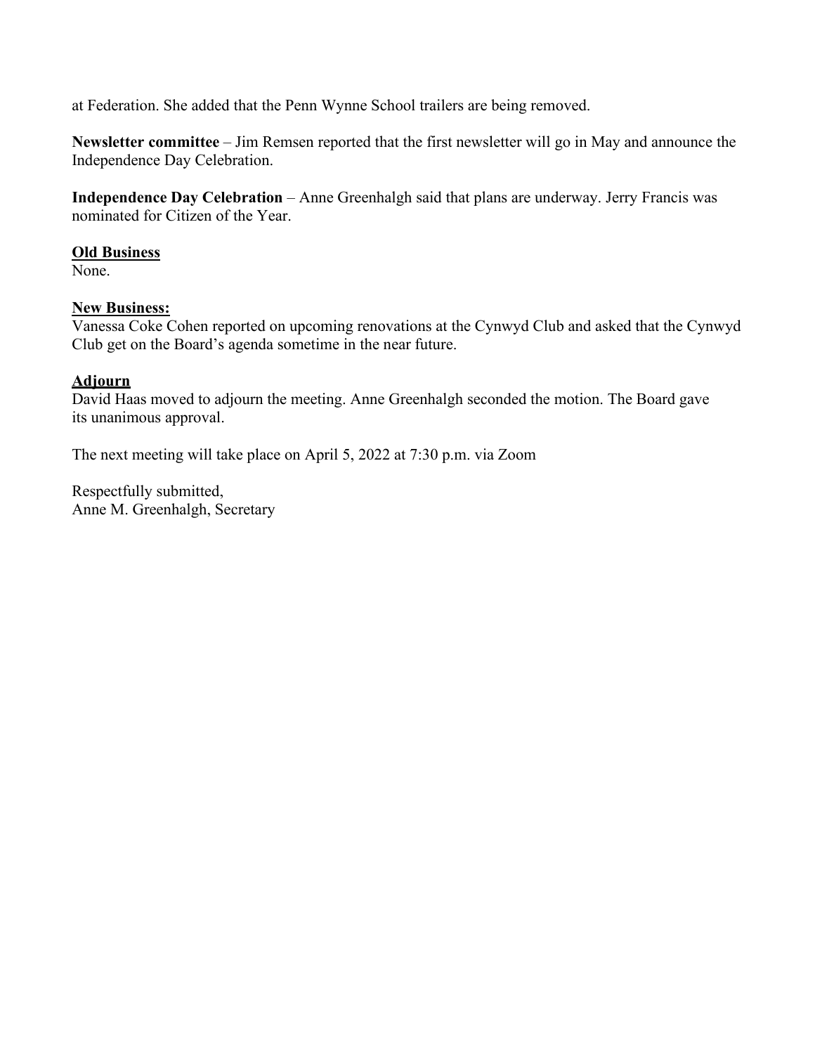at Federation. She added that the Penn Wynne School trailers are being removed.

**Newsletter committee** – Jim Remsen reported that the first newsletter will go in May and announce the Independence Day Celebration.

**Independence Day Celebration** – Anne Greenhalgh said that plans are underway. Jerry Francis was nominated for Citizen of the Year.

**Old Business**

None.

**New Business:**

Vanessa Coke Cohen reported on upcoming renovations at the Cynwyd Club and asked that the Cynwyd Club get on the Board's agenda sometime in the near future.

**Adjourn**

David Haas moved to adjourn the meeting. Anne Greenhalgh seconded the motion. The Board gave its unanimous approval.

The next meeting will take place on April 5, 2022 at 7:30 p.m. via Zoom

Respectfully submitted,
Anne M. Greenhalgh, Secretary